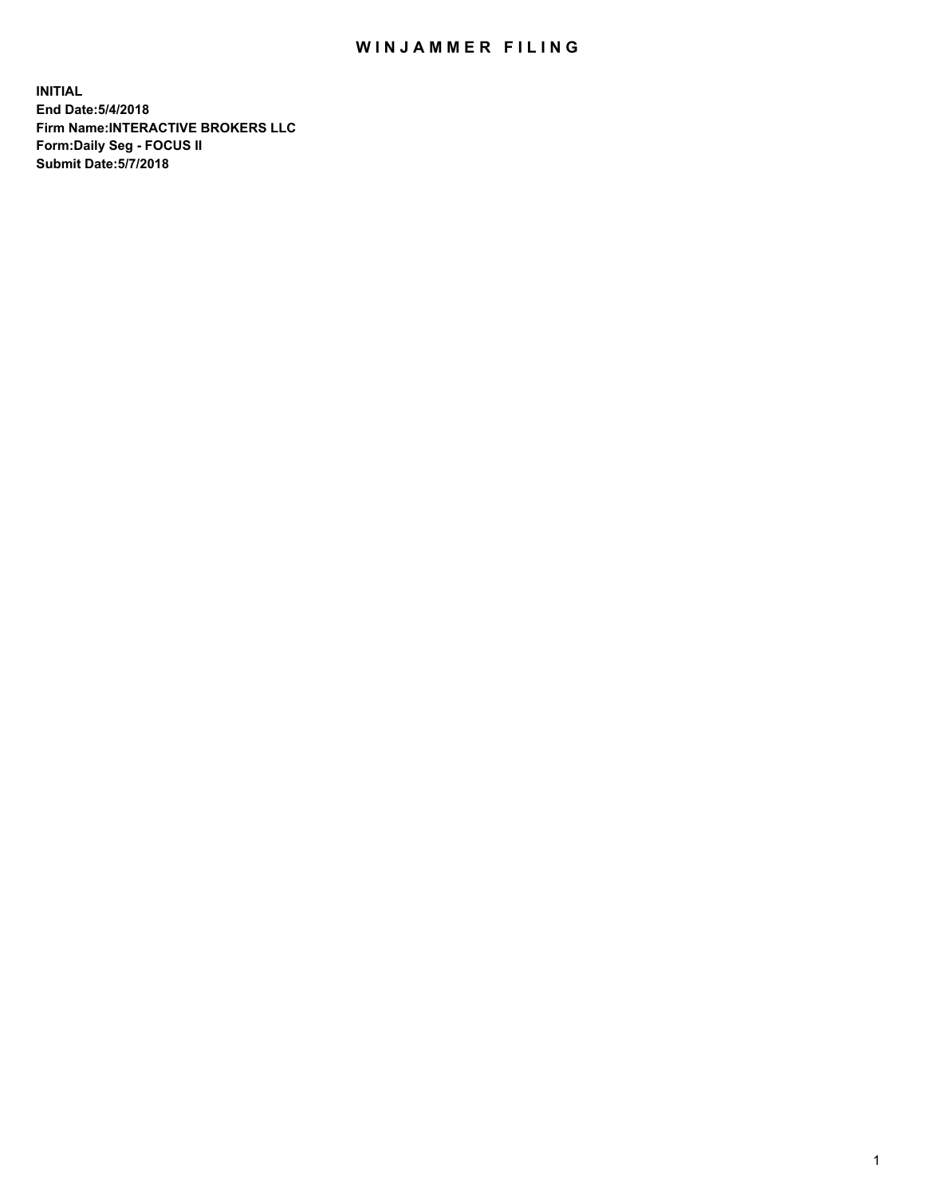# WINJAMMER FILING

**INITIAL**
**End Date:5/4/2018**
**Firm Name:INTERACTIVE BROKERS LLC**
**Form:Daily Seg - FOCUS II**
**Submit Date:5/7/2018**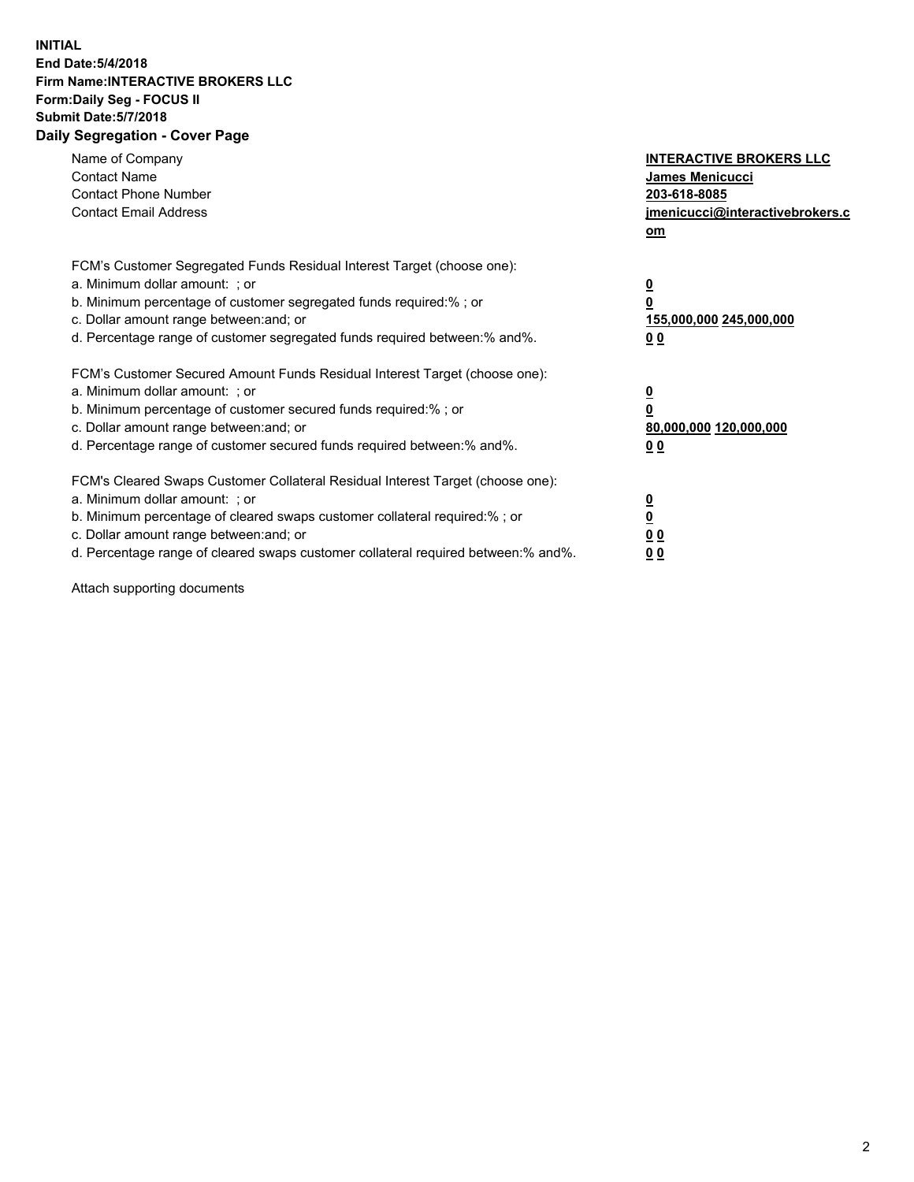**INITIAL**
**End Date:5/4/2018**
**Firm Name:INTERACTIVE BROKERS LLC**
**Form:Daily Seg - FOCUS II**
**Submit Date:5/7/2018**

## Daily Segregation - Cover Page

| | |
|---|---|
| Name of Company | **INTERACTIVE BROKERS LLC** |
| Contact Name | **James Menicucci** |
| Contact Phone Number | **203-618-8085** |
| Contact Email Address | **jmenicucci@interactivebrokers.com** |

FCM's Customer Segregated Funds Residual Interest Target (choose one):

| | |
|---|---|
| a. Minimum dollar amount: ; or | **0** |
| b. Minimum percentage of customer segregated funds required:% ; or | **0** |
| c. Dollar amount range between:and; or | **155,000,000 245,000,000** |
| d. Percentage range of customer segregated funds required between:% and%. | **0 0** |

FCM's Customer Secured Amount Funds Residual Interest Target (choose one):

| | |
|---|---|
| a. Minimum dollar amount: ; or | **0** |
| b. Minimum percentage of customer secured funds required:% ; or | **0** |
| c. Dollar amount range between:and; or | **80,000,000 120,000,000** |
| d. Percentage range of customer secured funds required between:% and%. | **0 0** |

FCM's Cleared Swaps Customer Collateral Residual Interest Target (choose one):

| | |
|---|---|
| a. Minimum dollar amount: ; or | **0** |
| b. Minimum percentage of cleared swaps customer collateral required:% ; or | **0** |
| c. Dollar amount range between:and; or | **0 0** |
| d. Percentage range of cleared swaps customer collateral required between:% and%. | **0 0** |

Attach supporting documents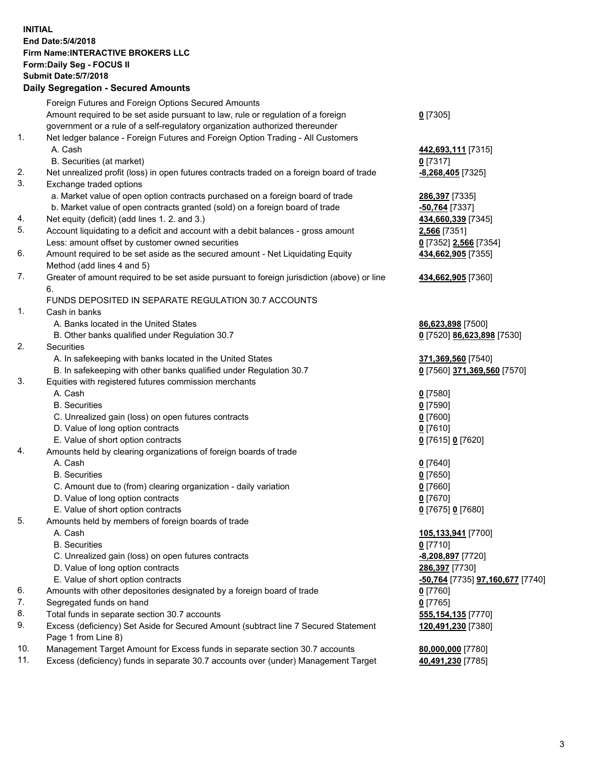**INITIAL**
**End Date:5/4/2018**
**Firm Name:INTERACTIVE BROKERS LLC**
**Form:Daily Seg - FOCUS II**
**Submit Date:5/7/2018**
**Daily Segregation - Secured Amounts**

| | | |
|---|---|---|
| | Foreign Futures and Foreign Options Secured Amounts | |
| | Amount required to be set aside pursuant to law, rule or regulation of a foreign government or a rule of a self-regulatory organization authorized thereunder | **0** [7305] |
| 1. | Net ledger balance - Foreign Futures and Foreign Option Trading - All Customers | |
| | A. Cash | **442,693,111** [7315] |
| | B. Securities (at market) | **0** [7317] |
| 2. | Net unrealized profit (loss) in open futures contracts traded on a foreign board of trade | **-8,268,405** [7325] |
| 3. | Exchange traded options | |
| | a. Market value of open option contracts purchased on a foreign board of trade | **286,397** [7335] |
| | b. Market value of open contracts granted (sold) on a foreign board of trade | **-50,764** [7337] |
| 4. | Net equity (deficit) (add lines 1. 2. and 3.) | **434,660,339** [7345] |
| 5. | Account liquidating to a deficit and account with a debit balances - gross amount | **2,566** [7351] |
| | Less: amount offset by customer owned securities | **0** [7352] **2,566** [7354] |
| 6. | Amount required to be set aside as the secured amount - Net Liquidating Equity Method (add lines 4 and 5) | **434,662,905** [7355] |
| 7. | Greater of amount required to be set aside pursuant to foreign jurisdiction (above) or line 6. | **434,662,905** [7360] |
| | FUNDS DEPOSITED IN SEPARATE REGULATION 30.7 ACCOUNTS | |
| 1. | Cash in banks | |
| | A. Banks located in the United States | **86,623,898** [7500] |
| | B. Other banks qualified under Regulation 30.7 | **0** [7520] **86,623,898** [7530] |
| 2. | Securities | |
| | A. In safekeeping with banks located in the United States | **371,369,560** [7540] |
| | B. In safekeeping with other banks qualified under Regulation 30.7 | **0** [7560] **371,369,560** [7570] |
| 3. | Equities with registered futures commission merchants | |
| | A. Cash | **0** [7580] |
| | B. Securities | **0** [7590] |
| | C. Unrealized gain (loss) on open futures contracts | **0** [7600] |
| | D. Value of long option contracts | **0** [7610] |
| | E. Value of short option contracts | **0** [7615] **0** [7620] |
| 4. | Amounts held by clearing organizations of foreign boards of trade | |
| | A. Cash | **0** [7640] |
| | B. Securities | **0** [7650] |
| | C. Amount due to (from) clearing organization - daily variation | **0** [7660] |
| | D. Value of long option contracts | **0** [7670] |
| | E. Value of short option contracts | **0** [7675] **0** [7680] |
| 5. | Amounts held by members of foreign boards of trade | |
| | A. Cash | **105,133,941** [7700] |
| | B. Securities | **0** [7710] |
| | C. Unrealized gain (loss) on open futures contracts | **-8,208,897** [7720] |
| | D. Value of long option contracts | **286,397** [7730] |
| | E. Value of short option contracts | **-50,764** [7735] **97,160,677** [7740] |
| 6. | Amounts with other depositories designated by a foreign board of trade | **0** [7760] |
| 7. | Segregated funds on hand | **0** [7765] |
| 8. | Total funds in separate section 30.7 accounts | **555,154,135** [7770] |
| 9. | Excess (deficiency) Set Aside for Secured Amount (subtract line 7 Secured Statement Page 1 from Line 8) | **120,491,230** [7380] |
| 10. | Management Target Amount for Excess funds in separate section 30.7 accounts | **80,000,000** [7780] |
| 11. | Excess (deficiency) funds in separate 30.7 accounts over (under) Management Target | **40,491,230** [7785] |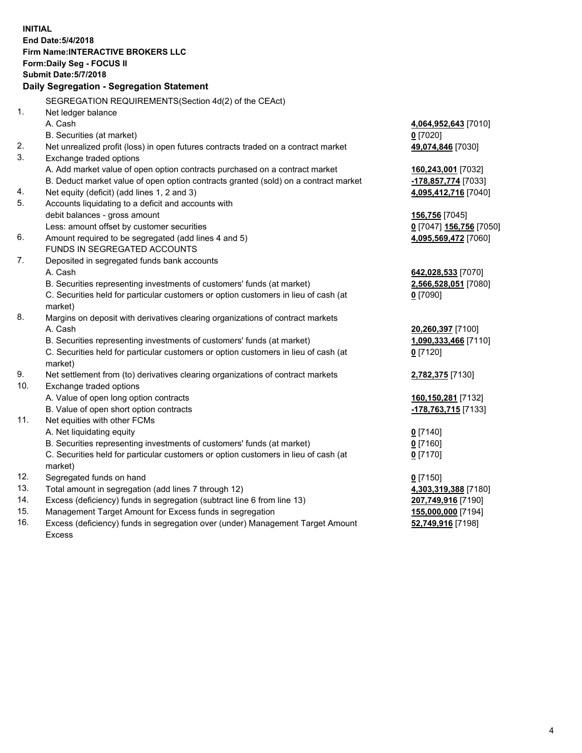**INITIAL**
**End Date:5/4/2018**
**Firm Name:INTERACTIVE BROKERS LLC**
**Form:Daily Seg - FOCUS II**
**Submit Date:5/7/2018**

## Daily Segregation - Segregation Statement

| | | |
|---|---|---|
| | SEGREGATION REQUIREMENTS(Section 4d(2) of the CEAct) | |
| 1. | Net ledger balance | |
| | A. Cash | **4,064,952,643** [7010] |
| | B. Securities (at market) | **0** [7020] |
| 2. | Net unrealized profit (loss) in open futures contracts traded on a contract market | **49,074,846** [7030] |
| 3. | Exchange traded options | |
| | A. Add market value of open option contracts purchased on a contract market | **160,243,001** [7032] |
| | B. Deduct market value of open option contracts granted (sold) on a contract market | **-178,857,774** [7033] |
| 4. | Net equity (deficit) (add lines 1, 2 and 3) | **4,095,412,716** [7040] |
| 5. | Accounts liquidating to a deficit and accounts with | |
| | debit balances - gross amount | **156,756** [7045] |
| | Less: amount offset by customer securities | **0** [7047] **156,756** [7050] |
| 6. | Amount required to be segregated (add lines 4 and 5) | **4,095,569,472** [7060] |
| | FUNDS IN SEGREGATED ACCOUNTS | |
| 7. | Deposited in segregated funds bank accounts | |
| | A. Cash | **642,028,533** [7070] |
| | B. Securities representing investments of customers' funds (at market) | **2,566,528,051** [7080] |
| | C. Securities held for particular customers or option customers in lieu of cash (at market) | **0** [7090] |
| 8. | Margins on deposit with derivatives clearing organizations of contract markets | |
| | A. Cash | **20,260,397** [7100] |
| | B. Securities representing investments of customers' funds (at market) | **1,090,333,466** [7110] |
| | C. Securities held for particular customers or option customers in lieu of cash (at market) | **0** [7120] |
| 9. | Net settlement from (to) derivatives clearing organizations of contract markets | **2,782,375** [7130] |
| 10. | Exchange traded options | |
| | A. Value of open long option contracts | **160,150,281** [7132] |
| | B. Value of open short option contracts | **-178,763,715** [7133] |
| 11. | Net equities with other FCMs | |
| | A. Net liquidating equity | **0** [7140] |
| | B. Securities representing investments of customers' funds (at market) | **0** [7160] |
| | C. Securities held for particular customers or option customers in lieu of cash (at market) | **0** [7170] |
| 12. | Segregated funds on hand | **0** [7150] |
| 13. | Total amount in segregation (add lines 7 through 12) | **4,303,319,388** [7180] |
| 14. | Excess (deficiency) funds in segregation (subtract line 6 from line 13) | **207,749,916** [7190] |
| 15. | Management Target Amount for Excess funds in segregation | **155,000,000** [7194] |
| 16. | Excess (deficiency) funds in segregation over (under) Management Target Amount Excess | **52,749,916** [7198] |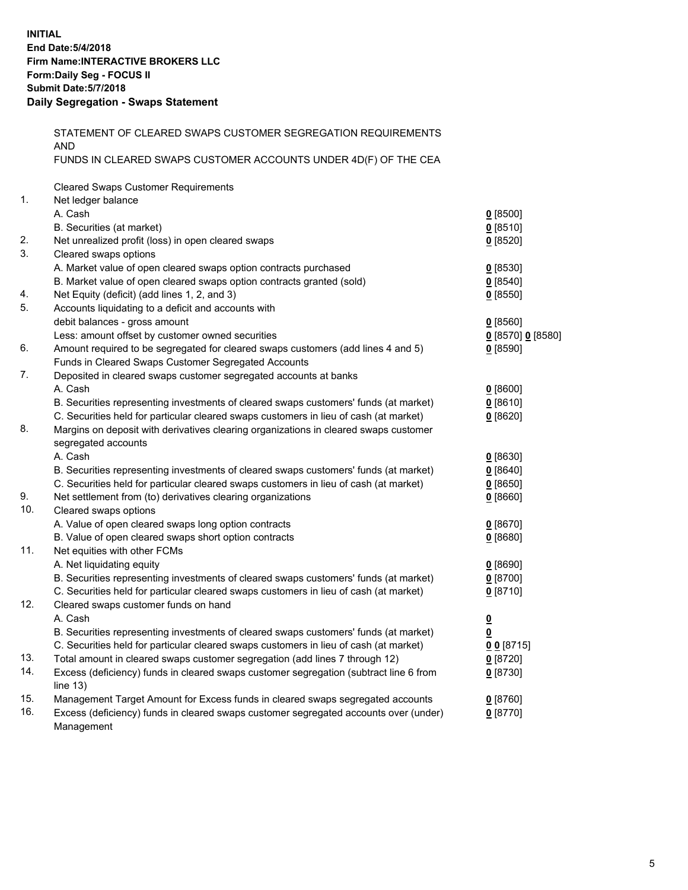**INITIAL**
**End Date:5/4/2018**
**Firm Name:INTERACTIVE BROKERS LLC**
**Form:Daily Seg - FOCUS II**
**Submit Date:5/7/2018**
**Daily Segregation - Swaps Statement**

STATEMENT OF CLEARED SWAPS CUSTOMER SEGREGATION REQUIREMENTS AND FUNDS IN CLEARED SWAPS CUSTOMER ACCOUNTS UNDER 4D(F) OF THE CEA

| | | |
|---|---|---|
| | Cleared Swaps Customer Requirements | |
| 1. | Net ledger balance | |
| | A. Cash | 0 [8500] |
| | B. Securities (at market) | 0 [8510] |
| 2. | Net unrealized profit (loss) in open cleared swaps | 0 [8520] |
| 3. | Cleared swaps options | |
| | A. Market value of open cleared swaps option contracts purchased | 0 [8530] |
| | B. Market value of open cleared swaps option contracts granted (sold) | 0 [8540] |
| 4. | Net Equity (deficit) (add lines 1, 2, and 3) | 0 [8550] |
| 5. | Accounts liquidating to a deficit and accounts with debit balances - gross amount | 0 [8560] |
| | Less: amount offset by customer owned securities | 0 [8570] 0 [8580] |
| 6. | Amount required to be segregated for cleared swaps customers (add lines 4 and 5) | 0 [8590] |
| | Funds in Cleared Swaps Customer Segregated Accounts | |
| 7. | Deposited in cleared swaps customer segregated accounts at banks | |
| | A. Cash | 0 [8600] |
| | B. Securities representing investments of cleared swaps customers' funds (at market) | 0 [8610] |
| | C. Securities held for particular cleared swaps customers in lieu of cash (at market) | 0 [8620] |
| 8. | Margins on deposit with derivatives clearing organizations in cleared swaps customer segregated accounts | |
| | A. Cash | 0 [8630] |
| | B. Securities representing investments of cleared swaps customers' funds (at market) | 0 [8640] |
| | C. Securities held for particular cleared swaps customers in lieu of cash (at market) | 0 [8650] |
| 9. | Net settlement from (to) derivatives clearing organizations | 0 [8660] |
| 10. | Cleared swaps options | |
| | A. Value of open cleared swaps long option contracts | 0 [8670] |
| | B. Value of open cleared swaps short option contracts | 0 [8680] |
| 11. | Net equities with other FCMs | |
| | A. Net liquidating equity | 0 [8690] |
| | B. Securities representing investments of cleared swaps customers' funds (at market) | 0 [8700] |
| | C. Securities held for particular cleared swaps customers in lieu of cash (at market) | 0 [8710] |
| 12. | Cleared swaps customer funds on hand | |
| | A. Cash | 0 |
| | B. Securities representing investments of cleared swaps customers' funds (at market) | 0 |
| | C. Securities held for particular cleared swaps customers in lieu of cash (at market) | 0 0 [8715] |
| 13. | Total amount in cleared swaps customer segregation (add lines 7 through 12) | 0 [8720] |
| 14. | Excess (deficiency) funds in cleared swaps customer segregation (subtract line 6 from line 13) | 0 [8730] |
| 15. | Management Target Amount for Excess funds in cleared swaps segregated accounts | 0 [8760] |
| 16. | Excess (deficiency) funds in cleared swaps customer segregated accounts over (under) Management | 0 [8770] |